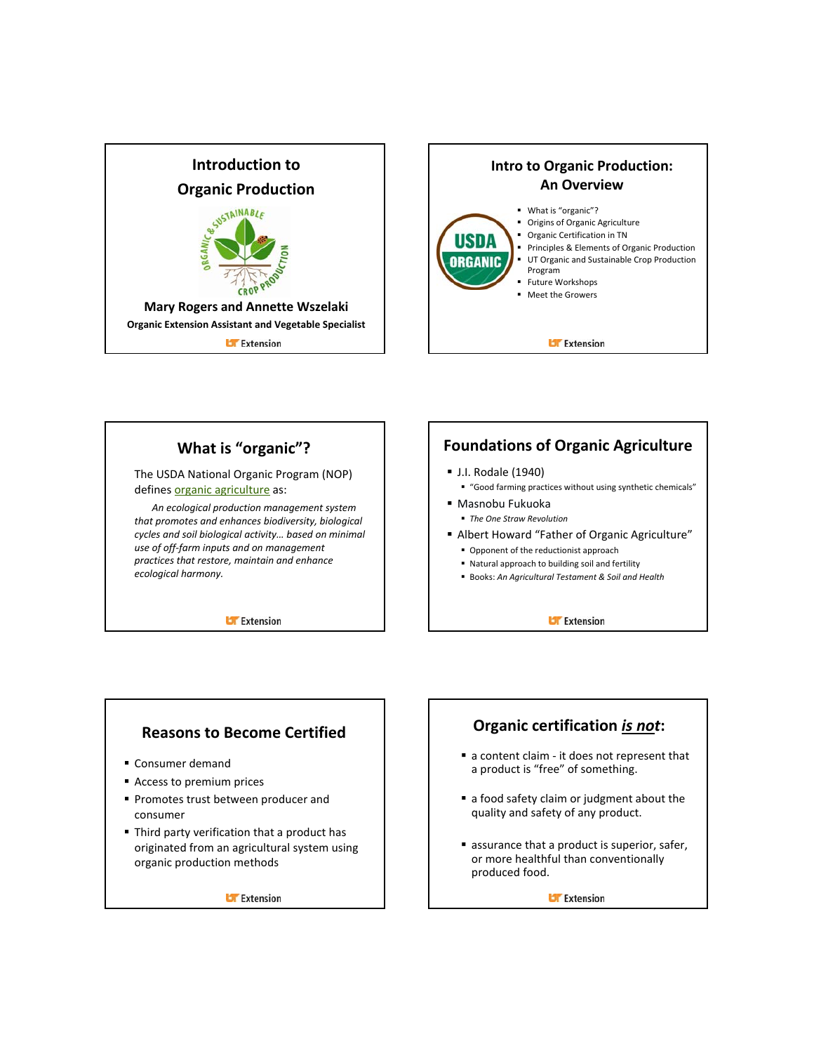## Introduction to Organic Production

**Mary Rogers and Annette Wszelaki**

**Organic Extension Assistant and Vegetable Specialist**

## Intro to Organic Production: An Overview

- What is "organic"?
- Origins of Organic Agriculture
- Organic Certification in TN
- Principles & Elements of Organic Production
- UT Organic and Sustainable Crop Production Program
- Future Workshops
- Meet the Growers

## What is "organic"?

The USDA National Organic Program (NOP) defines organic agriculture as:

*An ecological production management system that promotes and enhances biodiversity, biological cycles and soil biological activity… based on minimal use of off-farm inputs and on management practices that restore, maintain and enhance ecological harmony.*

## Foundations of Organic Agriculture

- J.I. Rodale (1940)
  - "Good farming practices without using synthetic chemicals"
- Masnobu Fukuoka
  - *The One Straw Revolution*
- Albert Howard "Father of Organic Agriculture"
  - Opponent of the reductionist approach
  - Natural approach to building soil and fertility
  - Books: *An Agricultural Testament & Soil and Health*

## Reasons to Become Certified

- Consumer demand
- Access to premium prices
- Promotes trust between producer and consumer
- Third party verification that a product has originated from an agricultural system using organic production methods

## Organic certification *is not*:

- a content claim - it does not represent that a product is "free" of something.
- a food safety claim or judgment about the quality and safety of any product.
- assurance that a product is superior, safer, or more healthful than conventionally produced food.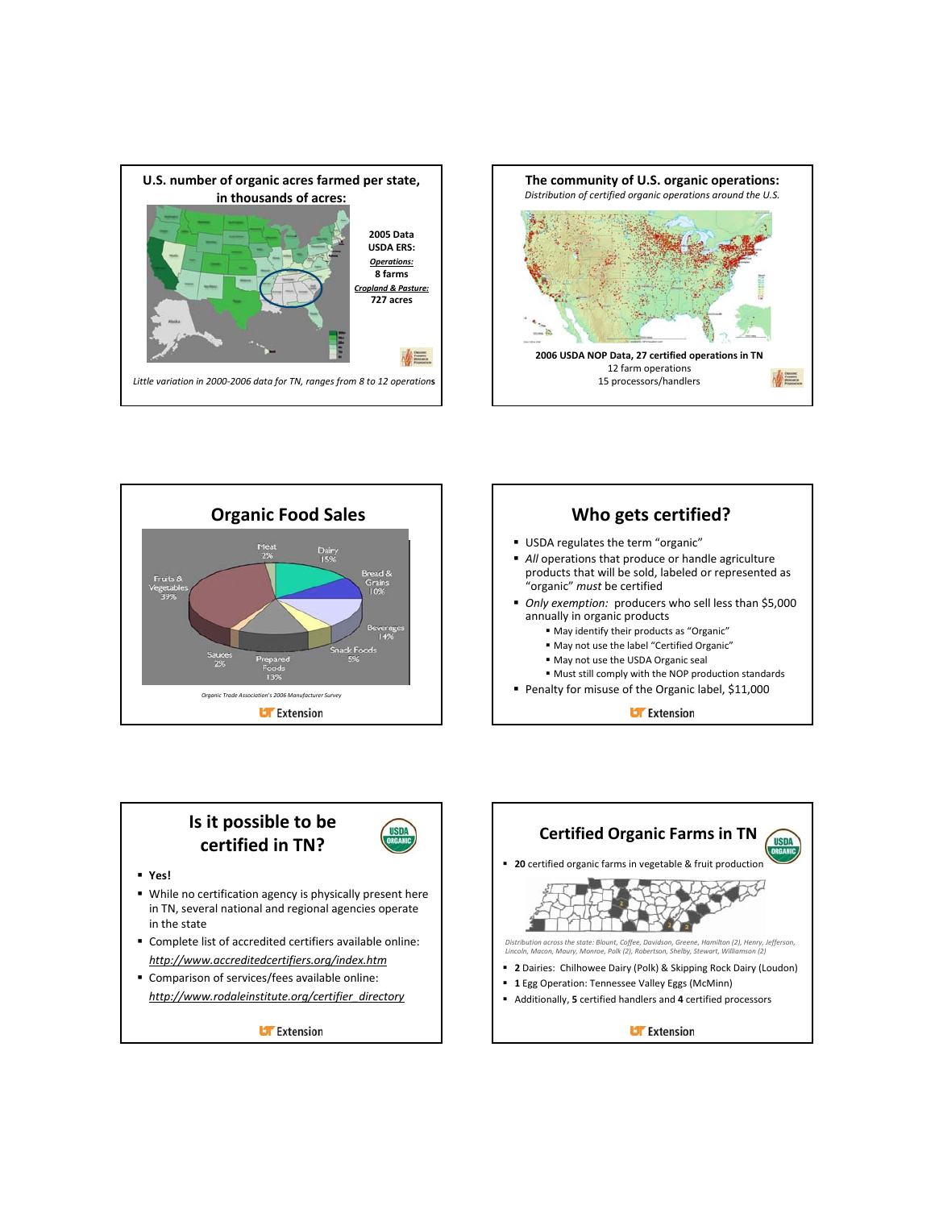## U.S. number of organic acres farmed per state, in thousands of acres:

**2005 Data USDA ERS:**

***Operations:***
**8 farms**

***Cropland & Pasture:***
**727 acres**

*Little variation in 2000-2006 data for TN, ranges from 8 to 12 operations*

## The community of U.S. organic operations:

*Distribution of certified organic operations around the U.S.*

**2006 USDA NOP Data, 27 certified operations in TN**
12 farm operations
15 processors/handlers

## Organic Food Sales

| Category | Share |
|---|---|
| Fruits & Vegetables | 39% |
| Meat | 2% |
| Dairy | 15% |
| Bread & Grains | 10% |
| Beverages | 14% |
| Snack Foods | 5% |
| Prepared Foods | 13% |
| Sauces | 2% |

*Organic Trade Association's 2006 Manufacturer Survey*

## Who gets certified?

- USDA regulates the term "organic"
- *All* operations that produce or handle agriculture products that will be sold, labeled or represented as "organic" *must* be certified
- *Only exemption:* producers who sell less than $5,000 annually in organic products
  - May identify their products as "Organic"
  - May not use the label "Certified Organic"
  - May not use the USDA Organic seal
  - Must still comply with the NOP production standards
- Penalty for misuse of the Organic label, $11,000

## Is it possible to be certified in TN?

- **Yes!**
- While no certification agency is physically present here in TN, several national and regional agencies operate in the state
- Complete list of accredited certifiers available online: *http://www.accreditedcertifiers.org/index.htm*
- Comparison of services/fees available online: *http://www.rodaleinstitute.org/certifier_directory*

## Certified Organic Farms in TN

- **20** certified organic farms in vegetable & fruit production

*Distribution across the state: Blount, Coffee, Davidson, Greene, Hamilton (2), Henry, Jefferson, Lincoln, Macon, Maury, Monroe, Polk (2), Robertson, Shelby, Stewart, Williamson (2)*

- **2** Dairies: Chilhowee Dairy (Polk) & Skipping Rock Dairy (Loudon)
- **1** Egg Operation: Tennessee Valley Eggs (McMinn)
- Additionally, **5** certified handlers and **4** certified processors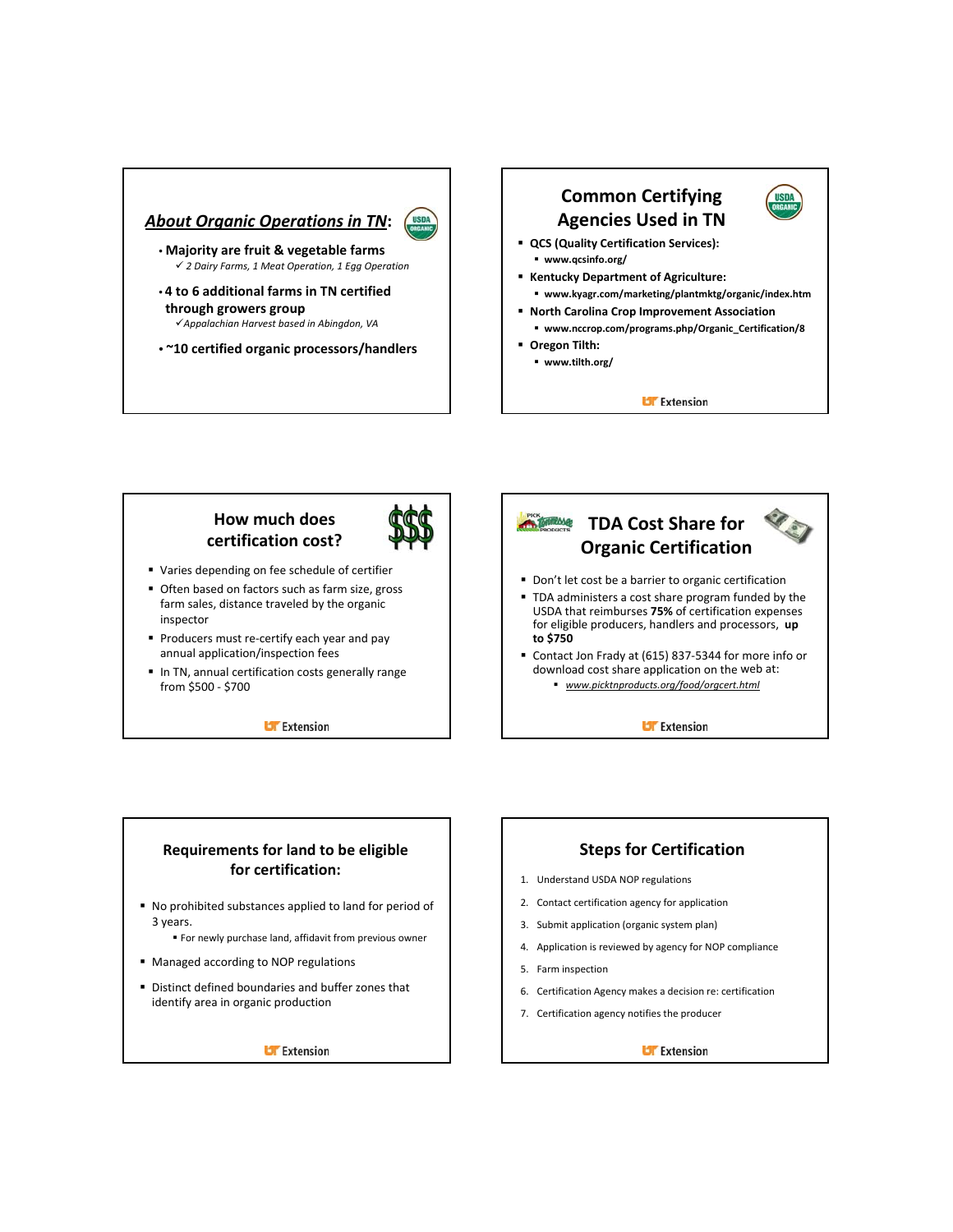## *About Organic Operations in TN*:

- **Majority are fruit & vegetable farms**
  - ✓ *2 Dairy Farms, 1 Meat Operation, 1 Egg Operation*
- **4 to 6 additional farms in TN certified through growers group**
  - ✓ *Appalachian Harvest based in Abingdon, VA*
- **~10 certified organic processors/handlers**

## Common Certifying Agencies Used in TN

- **QCS (Quality Certification Services):**
  - **www.qcsinfo.org/**
- **Kentucky Department of Agriculture:**
  - **www.kyagr.com/marketing/plantmktg/organic/index.htm**
- **North Carolina Crop Improvement Association**
  - **www.nccrop.com/programs.php/Organic_Certification/8**
- **Oregon Tilth:**
  - **www.tilth.org/**

## How much does certification cost?

- Varies depending on fee schedule of certifier
- Often based on factors such as farm size, gross farm sales, distance traveled by the organic inspector
- Producers must re-certify each year and pay annual application/inspection fees
- In TN, annual certification costs generally range from $500 - $700

## TDA Cost Share for Organic Certification

- Don't let cost be a barrier to organic certification
- TDA administers a cost share program funded by the USDA that reimburses **75%** of certification expenses for eligible producers, handlers and processors, **up to $750**
- Contact Jon Frady at (615) 837-5344 for more info or download cost share application on the web at:
  - *www.picktnproducts.org/food/orgcert.html*

## Requirements for land to be eligible for certification:

- No prohibited substances applied to land for period of 3 years.
  - For newly purchase land, affidavit from previous owner
- Managed according to NOP regulations
- Distinct defined boundaries and buffer zones that identify area in organic production

## Steps for Certification

1. Understand USDA NOP regulations
2. Contact certification agency for application
3. Submit application (organic system plan)
4. Application is reviewed by agency for NOP compliance
5. Farm inspection
6. Certification Agency makes a decision re: certification
7. Certification agency notifies the producer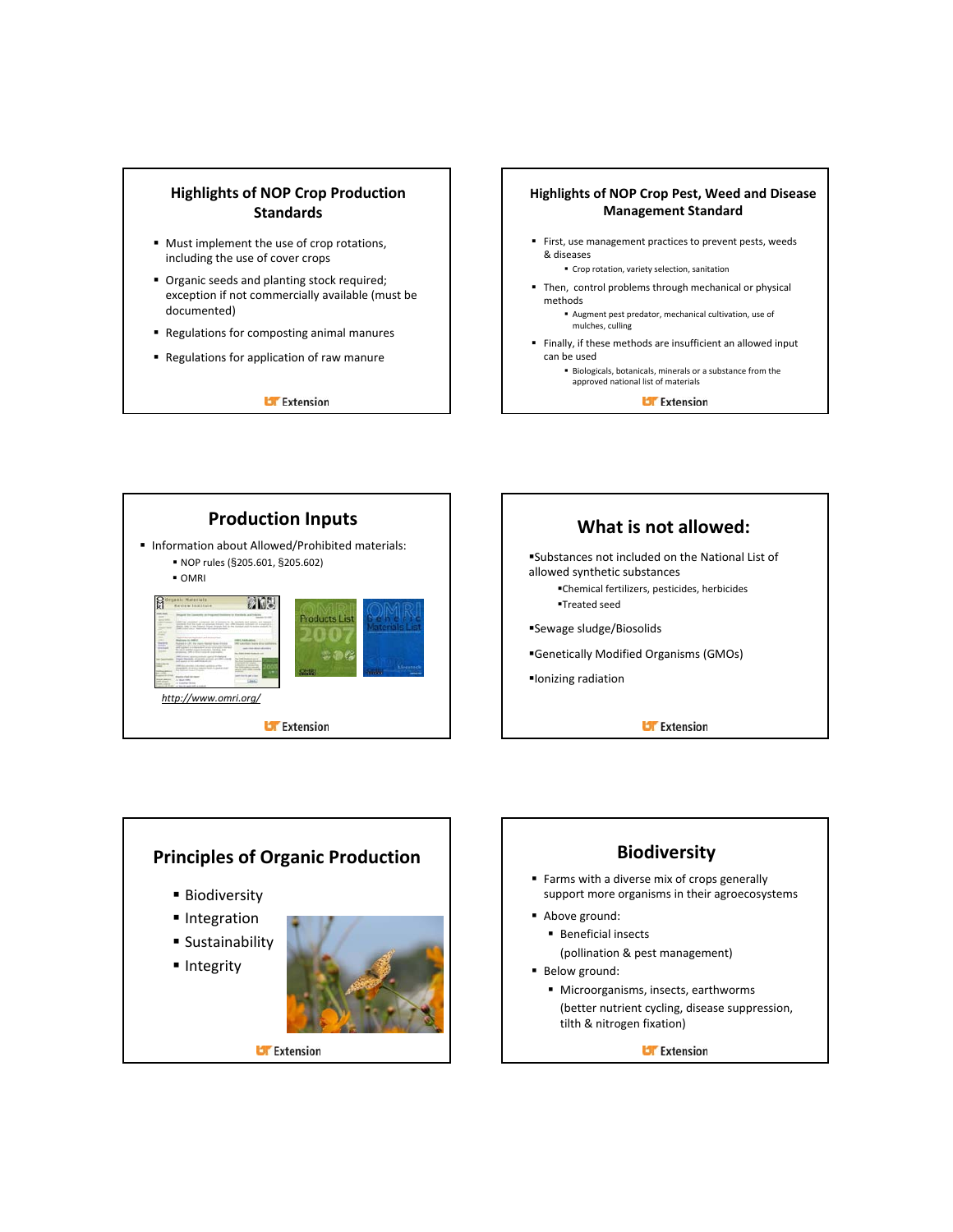## Highlights of NOP Crop Production Standards

- Must implement the use of crop rotations, including the use of cover crops
- Organic seeds and planting stock required; exception if not commercially available (must be documented)
- Regulations for composting animal manures
- Regulations for application of raw manure

## Highlights of NOP Crop Pest, Weed and Disease Management Standard

- First, use management practices to prevent pests, weeds & diseases
  - Crop rotation, variety selection, sanitation
- Then, control problems through mechanical or physical methods
  - Augment pest predator, mechanical cultivation, use of mulches, culling
- Finally, if these methods are insufficient an allowed input can be used
  - Biologicals, botanicals, minerals or a substance from the approved national list of materials

## Production Inputs

- Information about Allowed/Prohibited materials:
  - NOP rules (§205.601, §205.602)
  - OMRI

http://www.omri.org/

## What is not allowed:

- Substances not included on the National List of allowed synthetic substances
  - Chemical fertilizers, pesticides, herbicides
  - Treated seed
- Sewage sludge/Biosolids
- Genetically Modified Organisms (GMOs)
- Ionizing radiation

## Principles of Organic Production

- Biodiversity
- Integration
- Sustainability
- Integrity

## Biodiversity

- Farms with a diverse mix of crops generally support more organisms in their agroecosystems
- Above ground:
  - Beneficial insects
    (pollination & pest management)
- Below ground:
  - Microorganisms, insects, earthworms
    (better nutrient cycling, disease suppression, tilth & nitrogen fixation)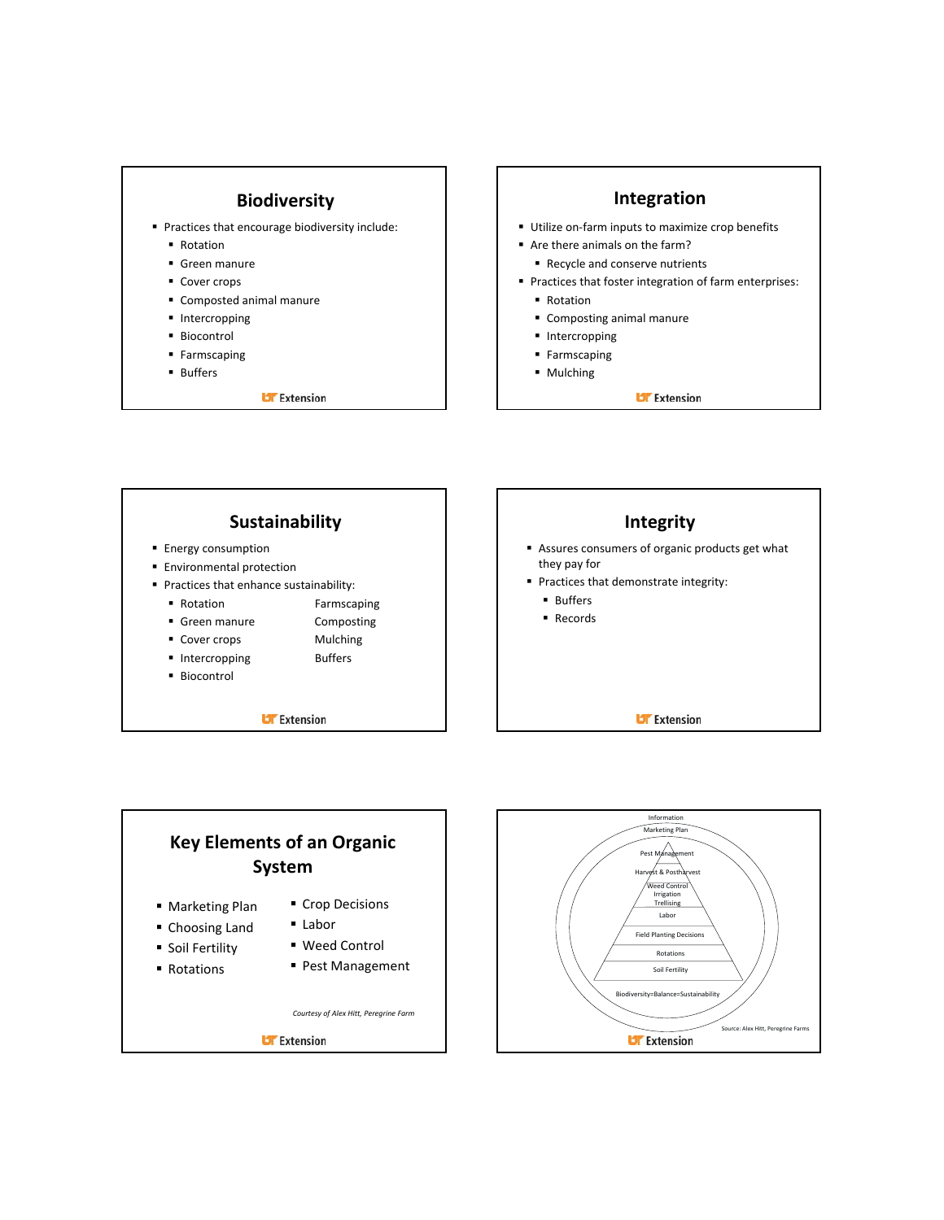## Biodiversity

- Practices that encourage biodiversity include:
  - Rotation
  - Green manure
  - Cover crops
  - Composted animal manure
  - Intercropping
  - Biocontrol
  - Farmscaping
  - Buffers

## Integration

- Utilize on-farm inputs to maximize crop benefits
- Are there animals on the farm?
  - Recycle and conserve nutrients
- Practices that foster integration of farm enterprises:
  - Rotation
  - Composting animal manure
  - Intercropping
  - Farmscaping
  - Mulching

## Sustainability

- Energy consumption
- Environmental protection
- Practices that enhance sustainability:
  - Rotation
  - Green manure
  - Cover crops
  - Intercropping
  - Biocontrol
  - Farmscaping
  - Composting
  - Mulching
  - Buffers

## Integrity

- Assures consumers of organic products get what they pay for
- Practices that demonstrate integrity:
  - Buffers
  - Records

## Key Elements of an Organic System

- Marketing Plan
- Choosing Land
- Soil Fertility
- Rotations
- Crop Decisions
- Labor
- Weed Control
- Pest Management

*Courtesy of Alex Hitt, Peregrine Farm*

Information

Marketing Plan

Pest Management

Harvest & Postharvest

Weed Control
Irrigation
Trellising

Labor

Field Planting Decisions

Rotations

Soil Fertility

Biodiversity=Balance=Sustainability

Source: Alex Hitt, Peregrine Farms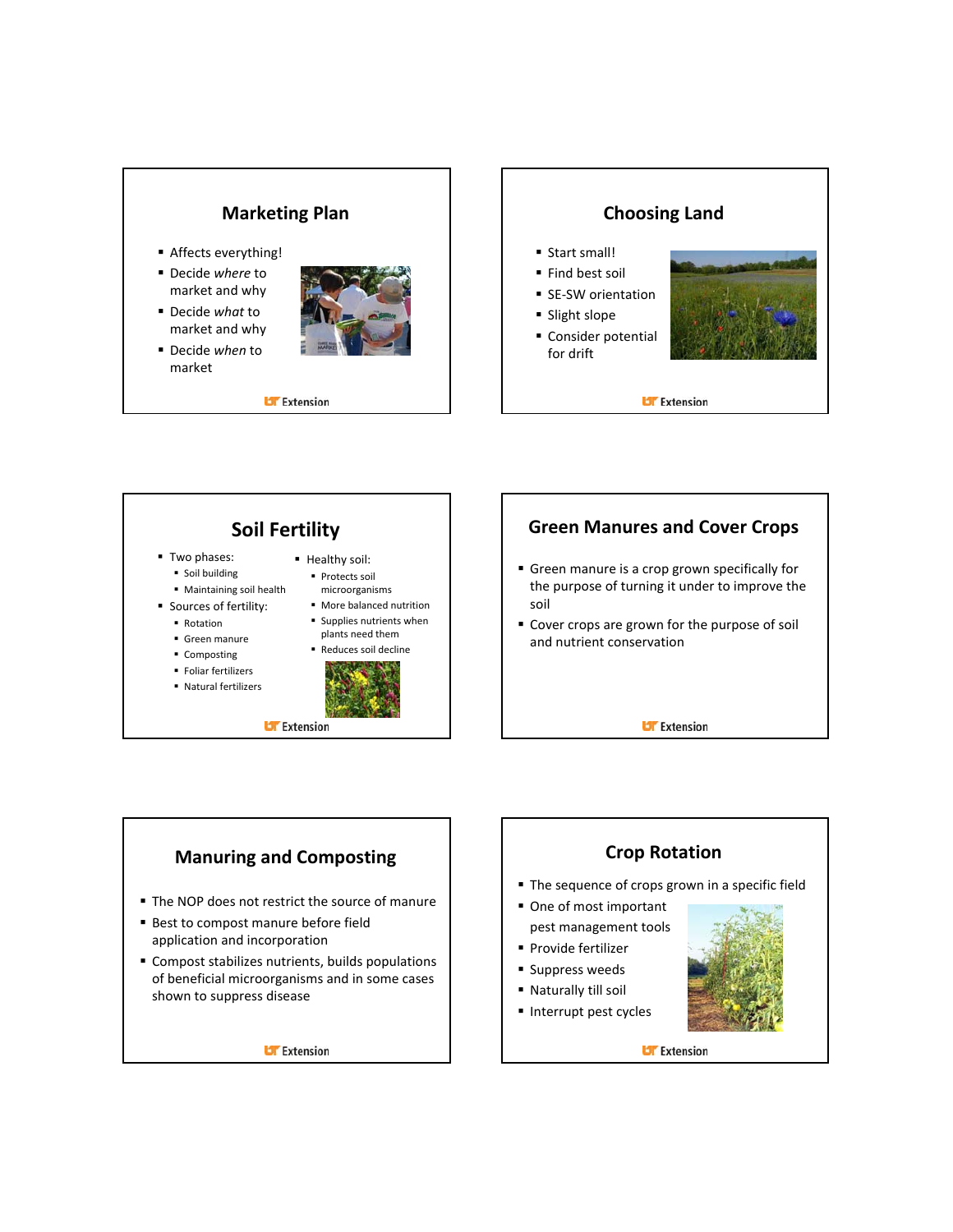## Marketing Plan

- Affects everything!
- Decide *where* to market and why
- Decide *what* to market and why
- Decide *when* to market

## Choosing Land

- Start small!
- Find best soil
- SE-SW orientation
- Slight slope
- Consider potential for drift

## Soil Fertility

- Two phases:
  - Soil building
  - Maintaining soil health
- Sources of fertility:
  - Rotation
  - Green manure
  - Composting
  - Foliar fertilizers
  - Natural fertilizers
- Healthy soil:
  - Protects soil microorganisms
  - More balanced nutrition
  - Supplies nutrients when plants need them
  - Reduces soil decline

## Green Manures and Cover Crops

- Green manure is a crop grown specifically for the purpose of turning it under to improve the soil
- Cover crops are grown for the purpose of soil and nutrient conservation

## Manuring and Composting

- The NOP does not restrict the source of manure
- Best to compost manure before field application and incorporation
- Compost stabilizes nutrients, builds populations of beneficial microorganisms and in some cases shown to suppress disease

## Crop Rotation

- The sequence of crops grown in a specific field
- One of most important pest management tools
- Provide fertilizer
- Suppress weeds
- Naturally till soil
- Interrupt pest cycles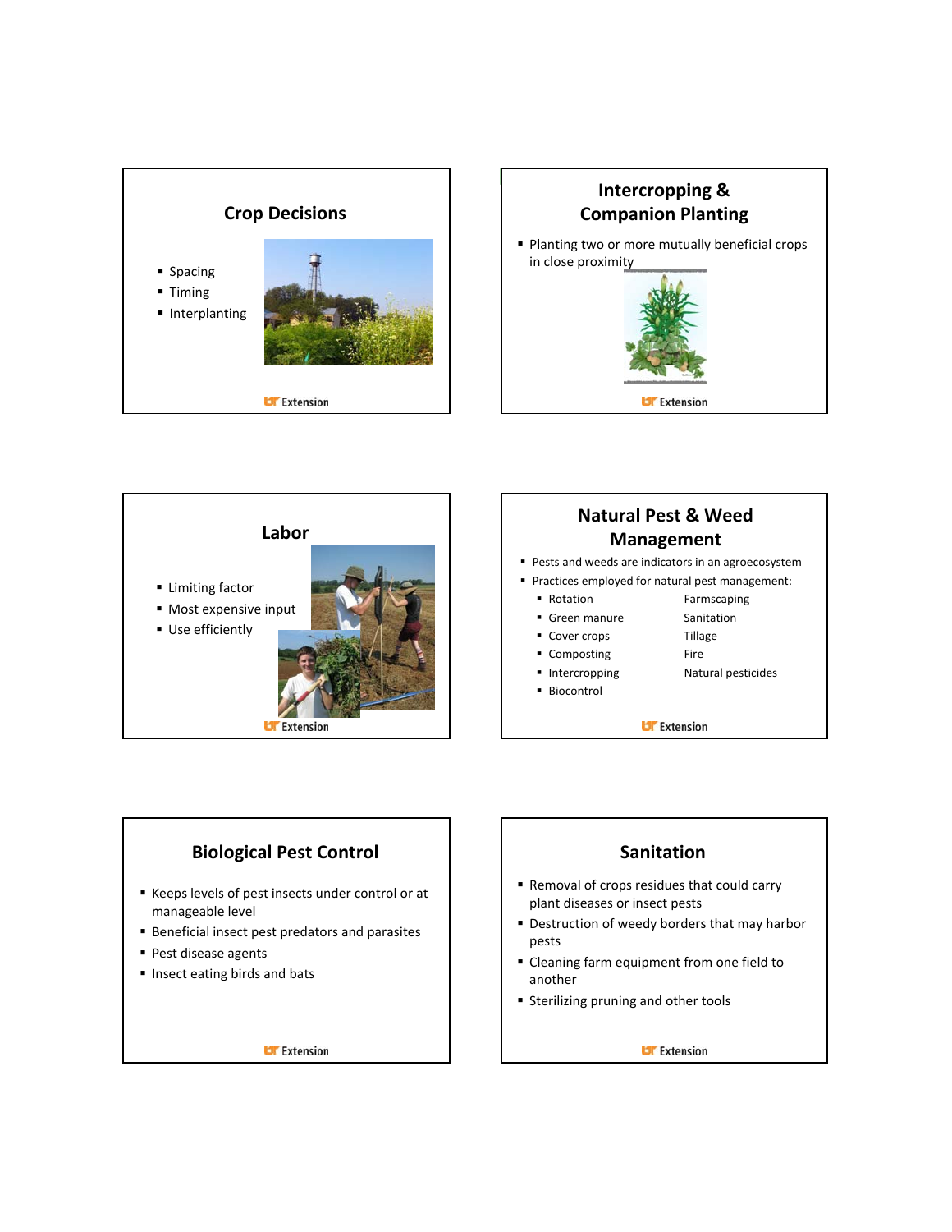## Crop Decisions

- Spacing
- Timing
- Interplanting

## Intercropping & Companion Planting

- Planting two or more mutually beneficial crops in close proximity

## Labor

- Limiting factor
- Most expensive input
- Use efficiently

## Natural Pest & Weed Management

- Pests and weeds are indicators in an agroecosystem
- Practices employed for natural pest management:
  - Rotation
  - Green manure
  - Cover crops
  - Composting
  - Intercropping
  - Biocontrol
  - Farmscaping
  - Sanitation
  - Tillage
  - Fire
  - Natural pesticides

## Biological Pest Control

- Keeps levels of pest insects under control or at manageable level
- Beneficial insect pest predators and parasites
- Pest disease agents
- Insect eating birds and bats

## Sanitation

- Removal of crops residues that could carry plant diseases or insect pests
- Destruction of weedy borders that may harbor pests
- Cleaning farm equipment from one field to another
- Sterilizing pruning and other tools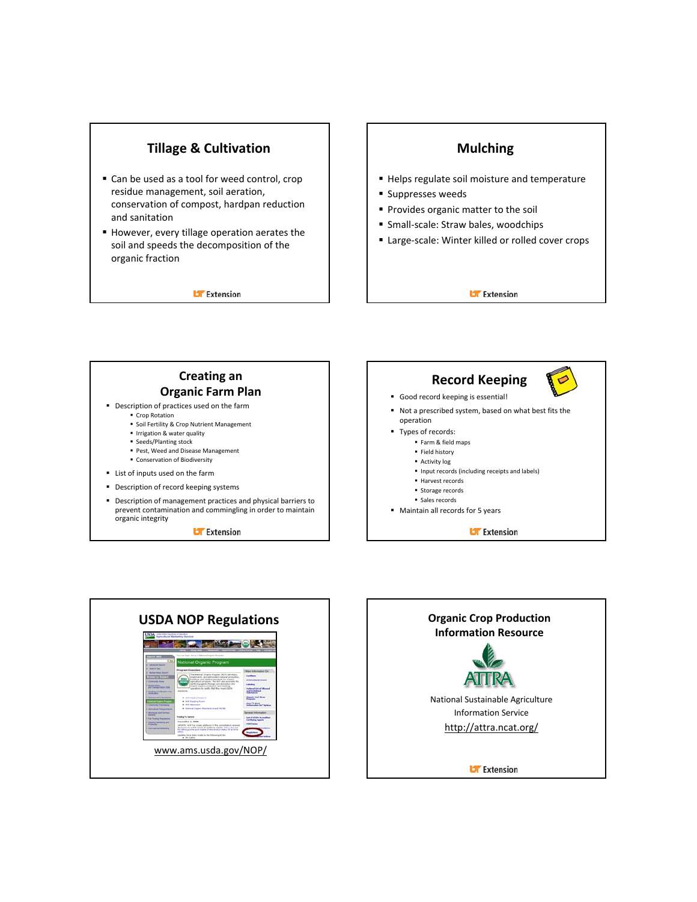## Tillage & Cultivation

- Can be used as a tool for weed control, crop residue management, soil aeration, conservation of compost, hardpan reduction and sanitation
- However, every tillage operation aerates the soil and speeds the decomposition of the organic fraction

## Mulching

- Helps regulate soil moisture and temperature
- Suppresses weeds
- Provides organic matter to the soil
- Small-scale: Straw bales, woodchips
- Large-scale: Winter killed or rolled cover crops

## Creating an Organic Farm Plan

- Description of practices used on the farm
  - Crop Rotation
  - Soil Fertility & Crop Nutrient Management
  - Irrigation & water quality
  - Seeds/Planting stock
  - Pest, Weed and Disease Management
  - Conservation of Biodiversity
- List of inputs used on the farm
- Description of record keeping systems
- Description of management practices and physical barriers to prevent contamination and commingling in order to maintain organic integrity

## Record Keeping

- Good record keeping is essential!
- Not a prescribed system, based on what best fits the operation
- Types of records:
  - Farm & field maps
  - Field history
  - Activity log
  - Input records (including receipts and labels)
  - Harvest records
  - Storage records
  - Sales records
- Maintain all records for 5 years

## USDA NOP Regulations

www.ams.usda.gov/NOP/

## Organic Crop Production Information Resource

ATTRA

National Sustainable Agriculture Information Service

http://attra.ncat.org/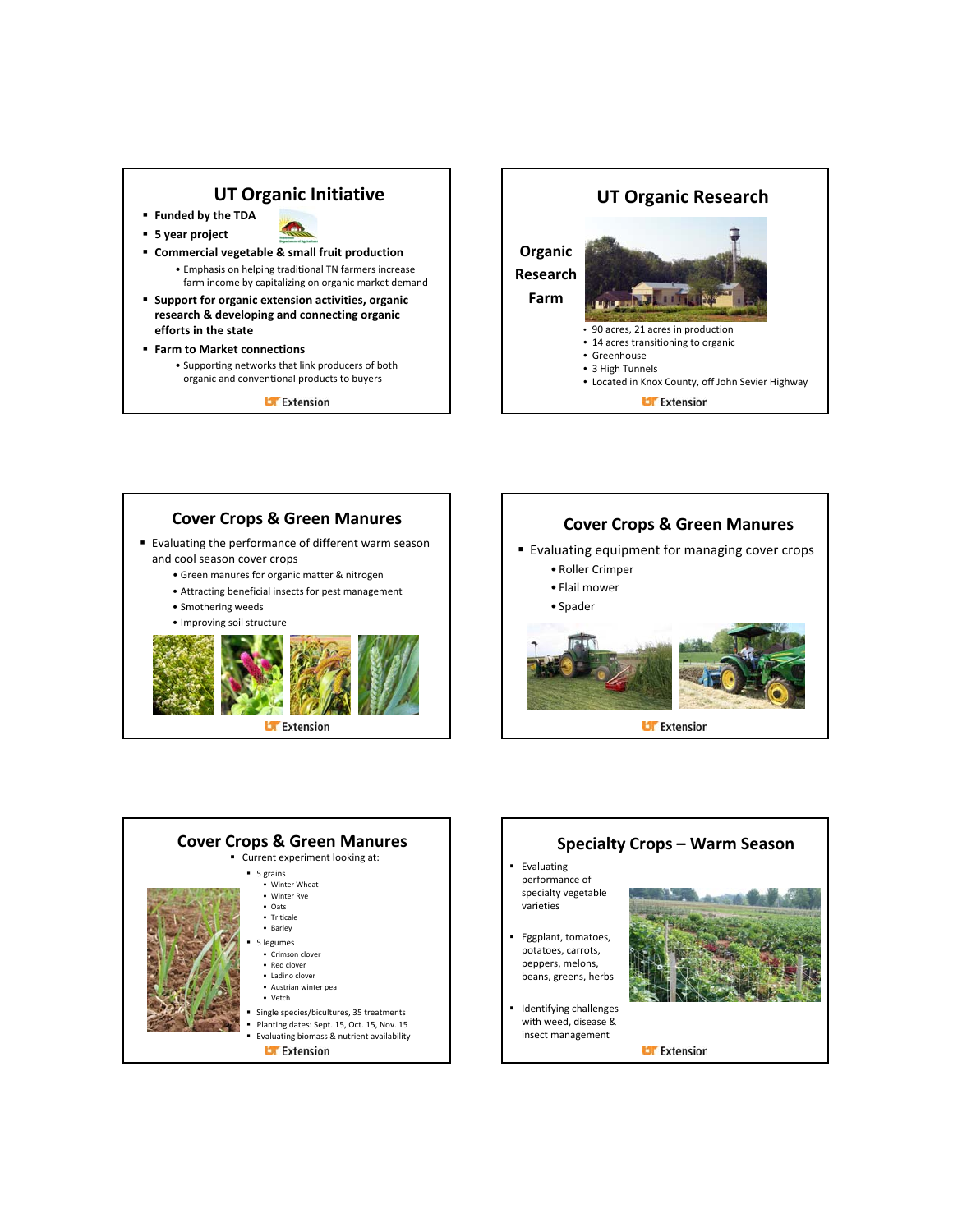## UT Organic Initiative

- Funded by the TDA
- 5 year project
- Commercial vegetable & small fruit production
  - Emphasis on helping traditional TN farmers increase farm income by capitalizing on organic market demand
- Support for organic extension activities, organic research & developing and connecting organic efforts in the state
- Farm to Market connections
  - Supporting networks that link producers of both organic and conventional products to buyers

## UT Organic Research

**Organic Research Farm**

- 90 acres, 21 acres in production
- 14 acres transitioning to organic
- Greenhouse
- 3 High Tunnels
- Located in Knox County, off John Sevier Highway

## Cover Crops & Green Manures

- Evaluating the performance of different warm season and cool season cover crops
  - Green manures for organic matter & nitrogen
  - Attracting beneficial insects for pest management
  - Smothering weeds
  - Improving soil structure

## Cover Crops & Green Manures

- Evaluating equipment for managing cover crops
  - Roller Crimper
  - Flail mower
  - Spader

## Cover Crops & Green Manures

- Current experiment looking at:
  - 5 grains
    - Winter Wheat
    - Winter Rye
    - Oats
    - Triticale
    - Barley
  - 5 legumes
    - Crimson clover
    - Red clover
    - Ladino clover
    - Austrian winter pea
    - Vetch
  - Single species/bicultures, 35 treatments
  - Planting dates: Sept. 15, Oct. 15, Nov. 15
  - Evaluating biomass & nutrient availability

## Specialty Crops – Warm Season

- Evaluating performance of specialty vegetable varieties
- Eggplant, tomatoes, potatoes, carrots, peppers, melons, beans, greens, herbs
- Identifying challenges with weed, disease & insect management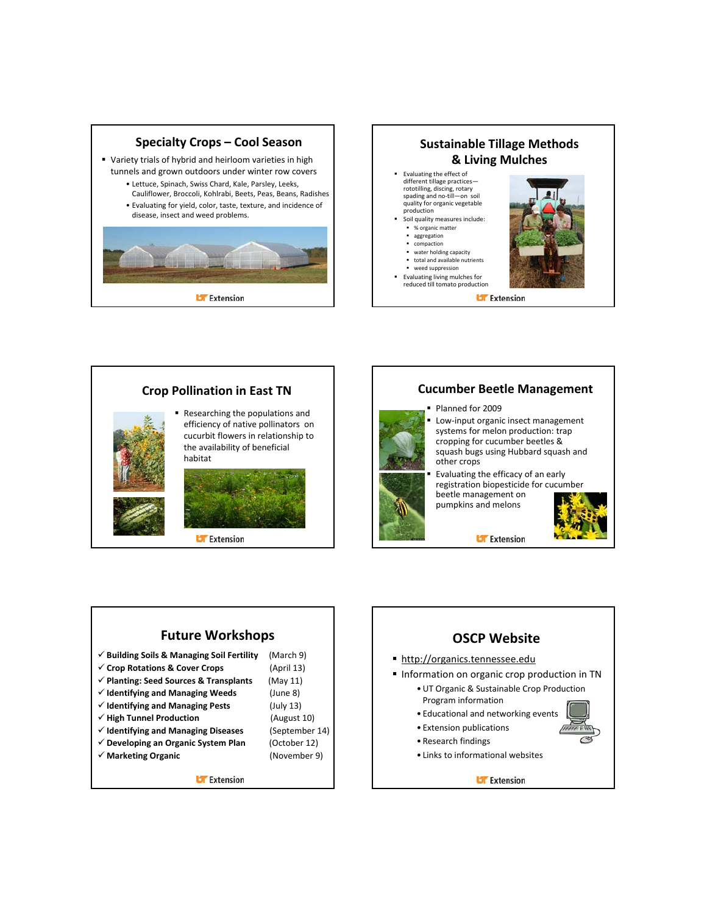## Specialty Crops – Cool Season

- Variety trials of hybrid and heirloom varieties in high tunnels and grown outdoors under winter row covers
  - Lettuce, Spinach, Swiss Chard, Kale, Parsley, Leeks, Cauliflower, Broccoli, Kohlrabi, Beets, Peas, Beans, Radishes
  - Evaluating for yield, color, taste, texture, and incidence of disease, insect and weed problems.

UT Extension

## Sustainable Tillage Methods & Living Mulches

- Evaluating the effect of different tillage practices—rototilling, discing, rotary spading and no-till—on soil quality for organic vegetable production
- Soil quality measures include:
  - % organic matter
  - aggregation
  - compaction
  - water holding capacity
  - total and available nutrients
  - weed suppression
- Evaluating living mulches for reduced till tomato production

UT Extension

## Crop Pollination in East TN

- Researching the populations and efficiency of native pollinators on cucurbit flowers in relationship to the availability of beneficial habitat

UT Extension

## Cucumber Beetle Management

- Planned for 2009
- Low-input organic insect management systems for melon production: trap cropping for cucumber beetles & squash bugs using Hubbard squash and other crops
- Evaluating the efficacy of an early registration biopesticide for cucumber beetle management on pumpkins and melons

UT Extension

## Future Workshops

| Workshop | Date |
|---|---|
| ✓ **Building Soils & Managing Soil Fertility** | (March 9) |
| ✓ **Crop Rotations & Cover Crops** | (April 13) |
| ✓ **Planting: Seed Sources & Transplants** | (May 11) |
| ✓ **Identifying and Managing Weeds** | (June 8) |
| ✓ **Identifying and Managing Pests** | (July 13) |
| ✓ **High Tunnel Production** | (August 10) |
| ✓ **Identifying and Managing Diseases** | (September 14) |
| ✓ **Developing an Organic System Plan** | (October 12) |
| ✓ **Marketing Organic** | (November 9) |

UT Extension

## OSCP Website

- http://organics.tennessee.edu
- Information on organic crop production in TN
  - UT Organic & Sustainable Crop Production Program information
  - Educational and networking events
  - Extension publications
  - Research findings
  - Links to informational websites

UT Extension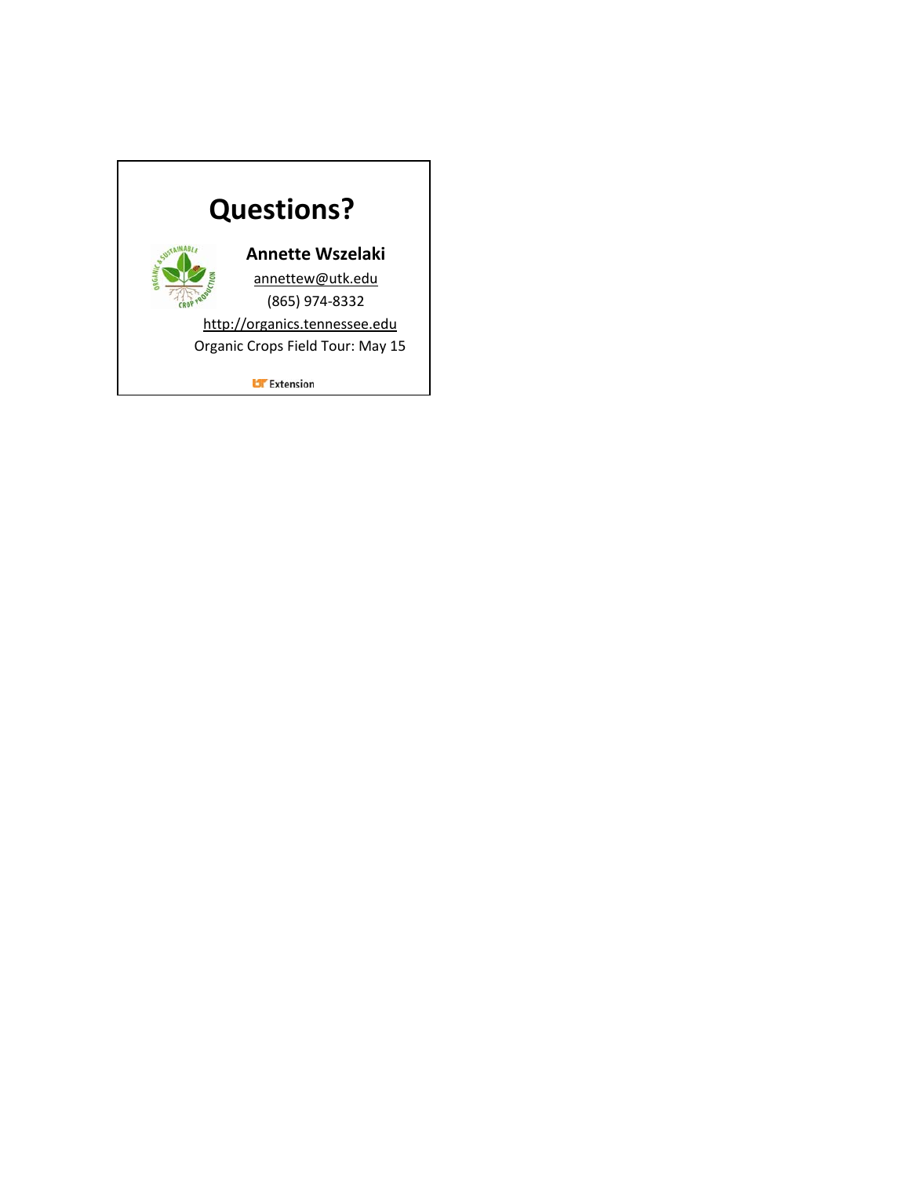# Questions?

**Annette Wszelaki**

annettew@utk.edu

(865) 974-8332

http://organics.tennessee.edu

Organic Crops Field Tour: May 15

UT Extension